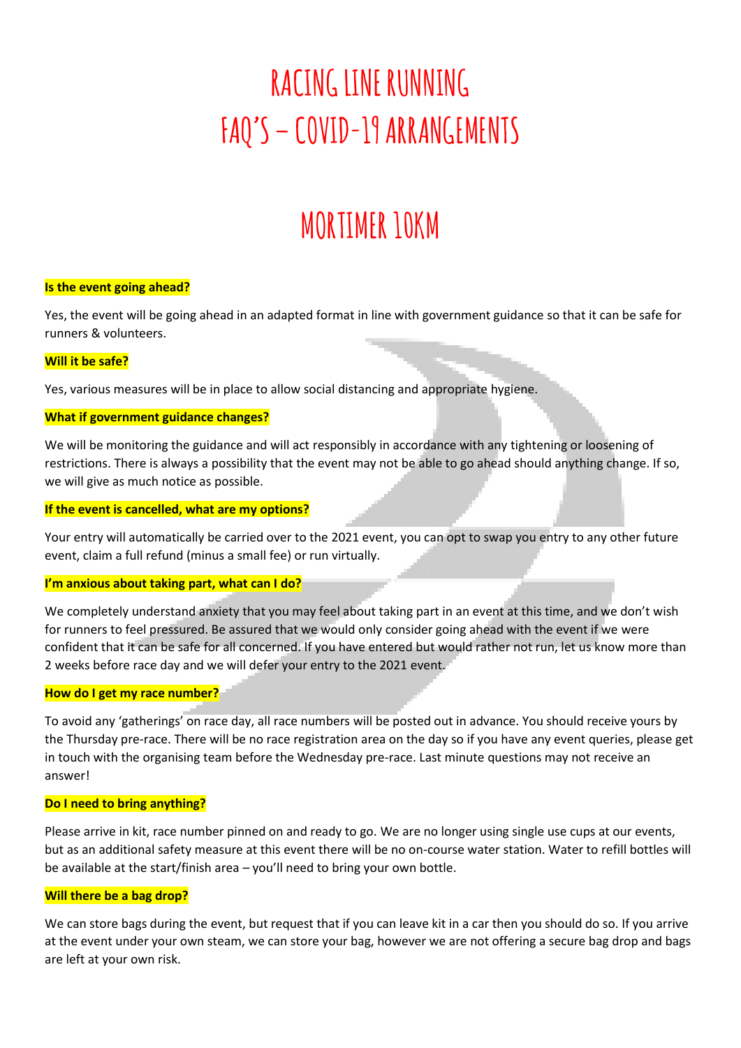# RACING LINE RUNNING
# FAQ'S – COVID-19 ARRANGEMENTS

## MORTIMER 10KM

**Is the event going ahead?**

Yes, the event will be going ahead in an adapted format in line with government guidance so that it can be safe for runners & volunteers.

**Will it be safe?**

Yes, various measures will be in place to allow social distancing and appropriate hygiene.

**What if government guidance changes?**

We will be monitoring the guidance and will act responsibly in accordance with any tightening or loosening of restrictions. There is always a possibility that the event may not be able to go ahead should anything change. If so, we will give as much notice as possible.

**If the event is cancelled, what are my options?**

Your entry will automatically be carried over to the 2021 event, you can opt to swap you entry to any other future event, claim a full refund (minus a small fee) or run virtually.

**I'm anxious about taking part, what can I do?**

We completely understand anxiety that you may feel about taking part in an event at this time, and we don't wish for runners to feel pressured. Be assured that we would only consider going ahead with the event if we were confident that it can be safe for all concerned. If you have entered but would rather not run, let us know more than 2 weeks before race day and we will defer your entry to the 2021 event.

**How do I get my race number?**

To avoid any 'gatherings' on race day, all race numbers will be posted out in advance. You should receive yours by the Thursday pre-race. There will be no race registration area on the day so if you have any event queries, please get in touch with the organising team before the Wednesday pre-race. Last minute questions may not receive an answer!

**Do I need to bring anything?**

Please arrive in kit, race number pinned on and ready to go. We are no longer using single use cups at our events, but as an additional safety measure at this event there will be no on-course water station. Water to refill bottles will be available at the start/finish area – you'll need to bring your own bottle.

**Will there be a bag drop?**

We can store bags during the event, but request that if you can leave kit in a car then you should do so. If you arrive at the event under your own steam, we can store your bag, however we are not offering a secure bag drop and bags are left at your own risk.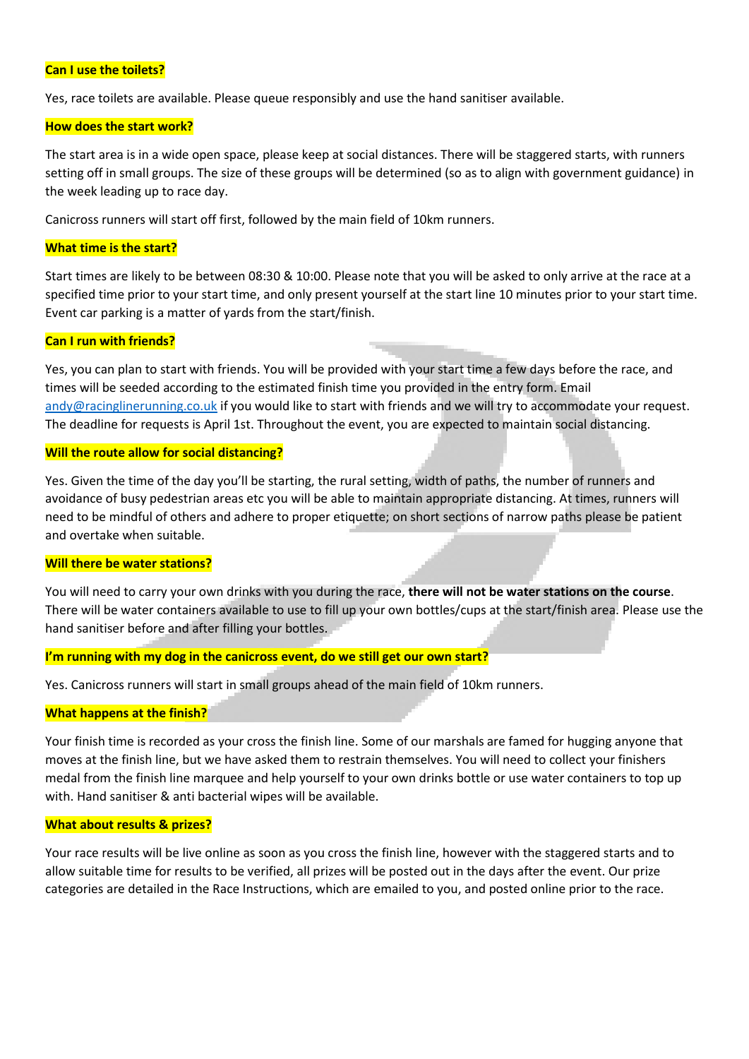**Can I use the toilets?**

Yes, race toilets are available. Please queue responsibly and use the hand sanitiser available.

**How does the start work?**

The start area is in a wide open space, please keep at social distances. There will be staggered starts, with runners setting off in small groups. The size of these groups will be determined (so as to align with government guidance) in the week leading up to race day.

Canicross runners will start off first, followed by the main field of 10km runners.

**What time is the start?**

Start times are likely to be between 08:30 & 10:00. Please note that you will be asked to only arrive at the race at a specified time prior to your start time, and only present yourself at the start line 10 minutes prior to your start time. Event car parking is a matter of yards from the start/finish.

**Can I run with friends?**

Yes, you can plan to start with friends. You will be provided with your start time a few days before the race, and times will be seeded according to the estimated finish time you provided in the entry form. Email andy@racinglinerunning.co.uk if you would like to start with friends and we will try to accommodate your request. The deadline for requests is April 1st. Throughout the event, you are expected to maintain social distancing.

**Will the route allow for social distancing?**

Yes. Given the time of the day you'll be starting, the rural setting, width of paths, the number of runners and avoidance of busy pedestrian areas etc you will be able to maintain appropriate distancing. At times, runners will need to be mindful of others and adhere to proper etiquette; on short sections of narrow paths please be patient and overtake when suitable.

**Will there be water stations?**

You will need to carry your own drinks with you during the race, **there will not be water stations on the course**. There will be water containers available to use to fill up your own bottles/cups at the start/finish area. Please use the hand sanitiser before and after filling your bottles.

**I'm running with my dog in the canicross event, do we still get our own start?**

Yes. Canicross runners will start in small groups ahead of the main field of 10km runners.

**What happens at the finish?**

Your finish time is recorded as your cross the finish line. Some of our marshals are famed for hugging anyone that moves at the finish line, but we have asked them to restrain themselves. You will need to collect your finishers medal from the finish line marquee and help yourself to your own drinks bottle or use water containers to top up with. Hand sanitiser & anti bacterial wipes will be available.

**What about results & prizes?**

Your race results will be live online as soon as you cross the finish line, however with the staggered starts and to allow suitable time for results to be verified, all prizes will be posted out in the days after the event. Our prize categories are detailed in the Race Instructions, which are emailed to you, and posted online prior to the race.